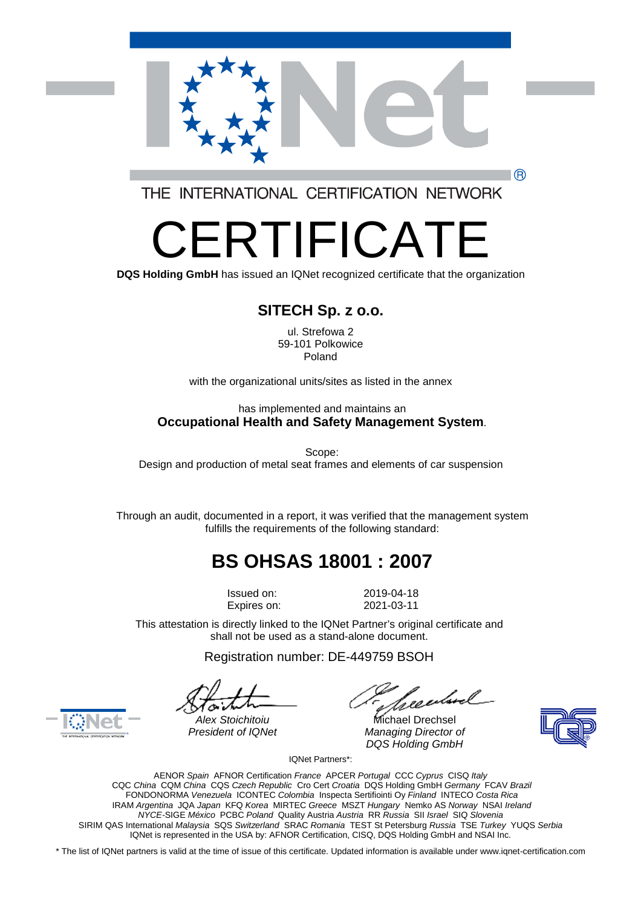THE INTERNATIONAL CERTIFICATION NETWORK

# CERTIFICATE

**DQS Holding GmbH** has issued an IQNet recognized certificate that the organization

## SITECH Sp. z o.o.

ul. Strefowa 2
59-101 Polkowice
Poland

with the organizational units/sites as listed in the annex

has implemented and maintains an
**Occupational Health and Safety Management System**.

Scope:
Design and production of metal seat frames and elements of car suspension

Through an audit, documented in a report, it was verified that the management system fulfills the requirements of the following standard:

## BS OHSAS 18001 : 2007

Issued on: 2019-04-18
Expires on: 2021-03-11

This attestation is directly linked to the IQNet Partner's original certificate and shall not be used as a stand-alone document.

Registration number: DE-449759 BSOH

*Alex Stoichitoiu*
*President of IQNet*

Michael Drechsel
*Managing Director of DQS Holding GmbH*

IQNet Partners*:

AENOR *Spain* AFNOR Certification *France* APCER *Portugal* CCC *Cyprus* CISQ *Italy*
CQC *China* CQM *China* CQS *Czech Republic* Cro Cert *Croatia* DQS Holding GmbH *Germany* FCAV *Brazil*
FONDONORMA *Venezuela* ICONTEC *Colombia* Inspecta Sertifiointi Oy *Finland* INTECO *Costa Rica*
IRAM *Argentina* JQA *Japan* KFQ *Korea* MIRTEC *Greece* MSZT *Hungary* Nemko AS *Norway* NSAI *Ireland*
*NYCE*-SIGE *México* PCBC *Poland* Quality Austria *Austria* RR *Russia* SII *Israel* SIQ *Slovenia*
SIRIM QAS International *Malaysia* SQS *Switzerland* SRAC *Romania* TEST St Petersburg *Russia* TSE *Turkey* YUQS *Serbia*
IQNet is represented in the USA by: AFNOR Certification, CISQ, DQS Holding GmbH and NSAI Inc.

* The list of IQNet partners is valid at the time of issue of this certificate. Updated information is available under www.iqnet-certification.com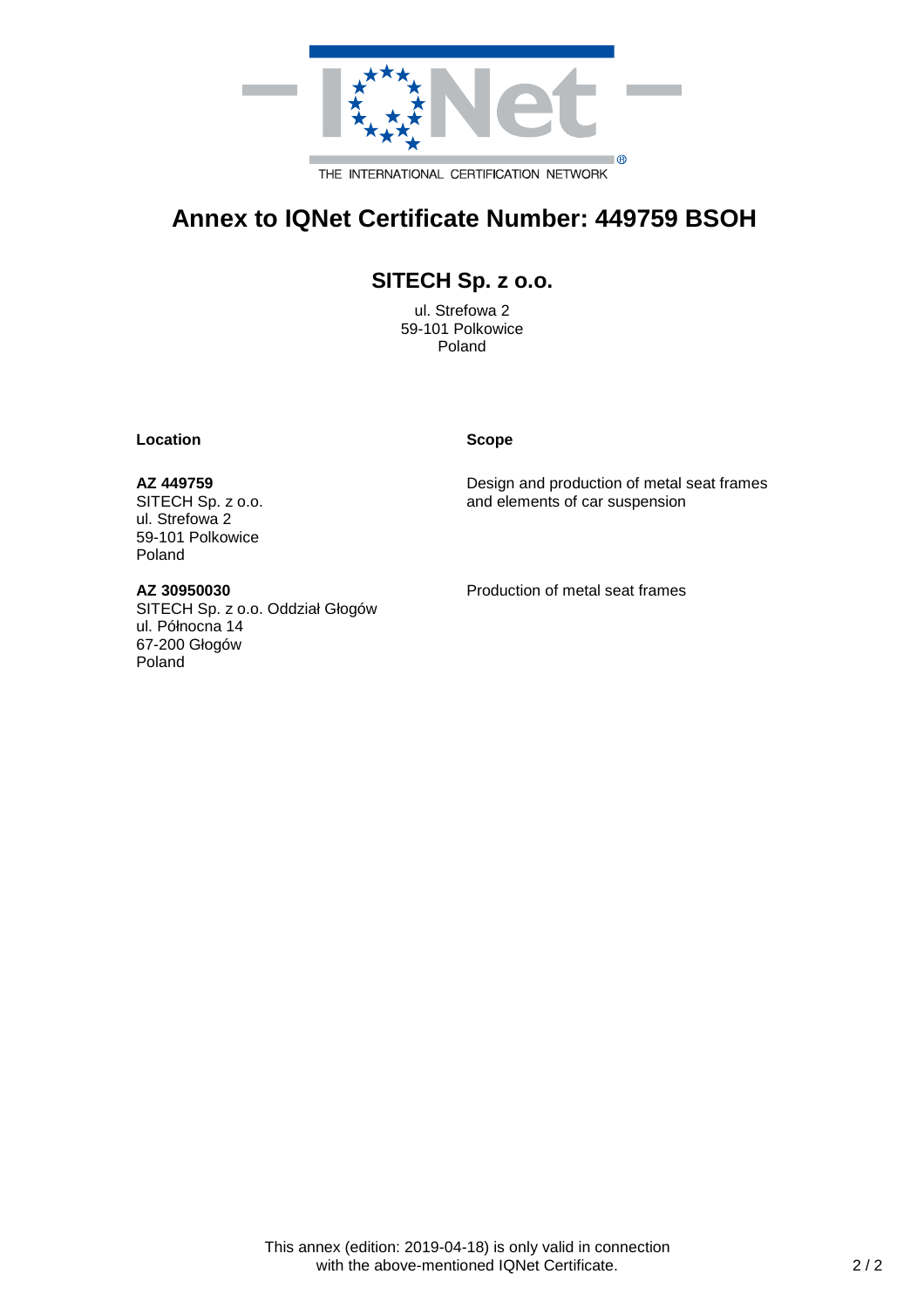THE INTERNATIONAL CERTIFICATION NETWORK

# Annex to IQNet Certificate Number: 449759 BSOH

## SITECH Sp. z o.o.

ul. Strefowa 2
59-101 Polkowice
Poland

| Location | Scope |
|---|---|
| **AZ 449759**<br>SITECH Sp. z o.o.<br>ul. Strefowa 2<br>59-101 Polkowice<br>Poland | Design and production of metal seat frames and elements of car suspension |
| **AZ 30950030**<br>SITECH Sp. z o.o. Oddział Głogów<br>ul. Północna 14<br>67-200 Głogów<br>Poland | Production of metal seat frames |

This annex (edition: 2019-04-18) is only valid in connection with the above-mentioned IQNet Certificate.